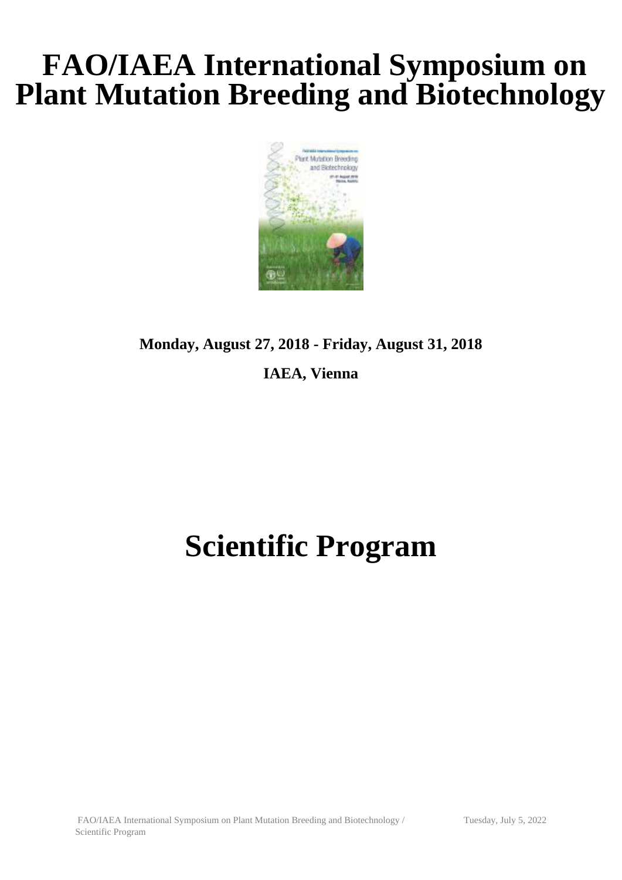# FAO/IAEA International Symposium on Plant Mutation Breeding and Biotechnology

**Monday, August 27, 2018 - Friday, August 31, 2018**

**IAEA, Vienna**

# Scientific Program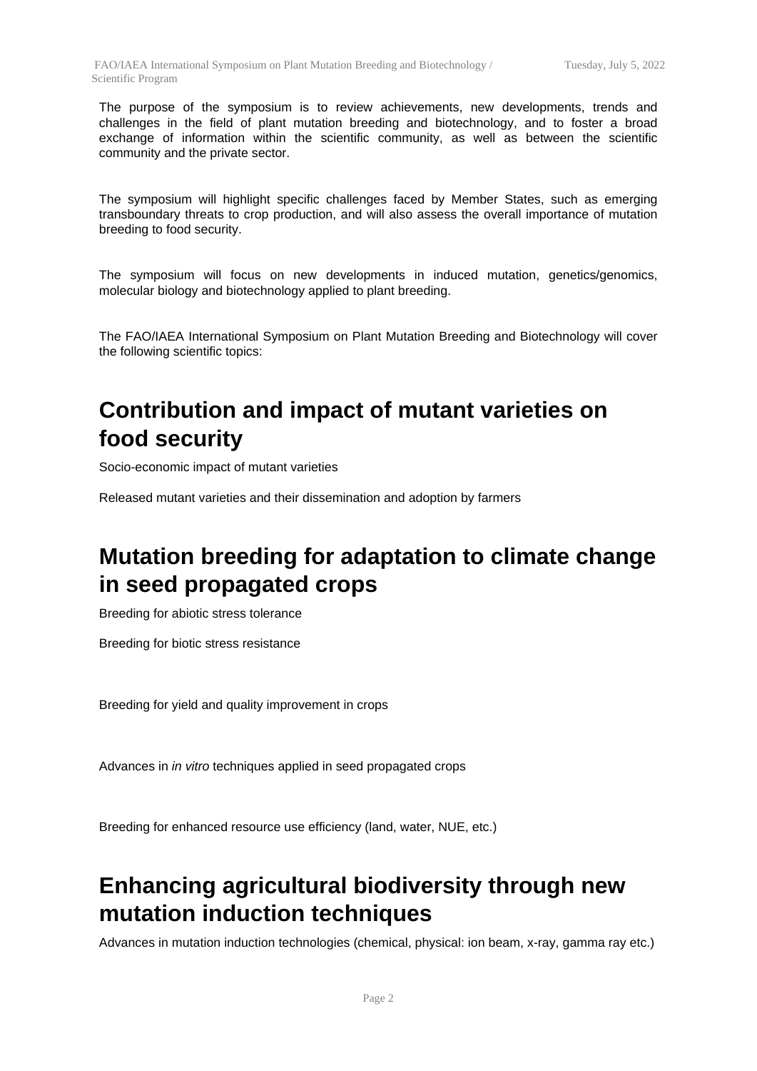The purpose of the symposium is to review achievements, new developments, trends and challenges in the field of plant mutation breeding and biotechnology, and to foster a broad exchange of information within the scientific community, as well as between the scientific community and the private sector.

The symposium will highlight specific challenges faced by Member States, such as emerging transboundary threats to crop production, and will also assess the overall importance of mutation breeding to food security.

The symposium will focus on new developments in induced mutation, genetics/genomics, molecular biology and biotechnology applied to plant breeding.

The FAO/IAEA International Symposium on Plant Mutation Breeding and Biotechnology will cover the following scientific topics:

## Contribution and impact of mutant varieties on food security

Socio-economic impact of mutant varieties

Released mutant varieties and their dissemination and adoption by farmers

## Mutation breeding for adaptation to climate change in seed propagated crops

Breeding for abiotic stress tolerance

Breeding for biotic stress resistance

Breeding for yield and quality improvement in crops

Advances in *in vitro* techniques applied in seed propagated crops

Breeding for enhanced resource use efficiency (land, water, NUE, etc.)

## Enhancing agricultural biodiversity through new mutation induction techniques

Advances in mutation induction technologies (chemical, physical: ion beam, x-ray, gamma ray etc.)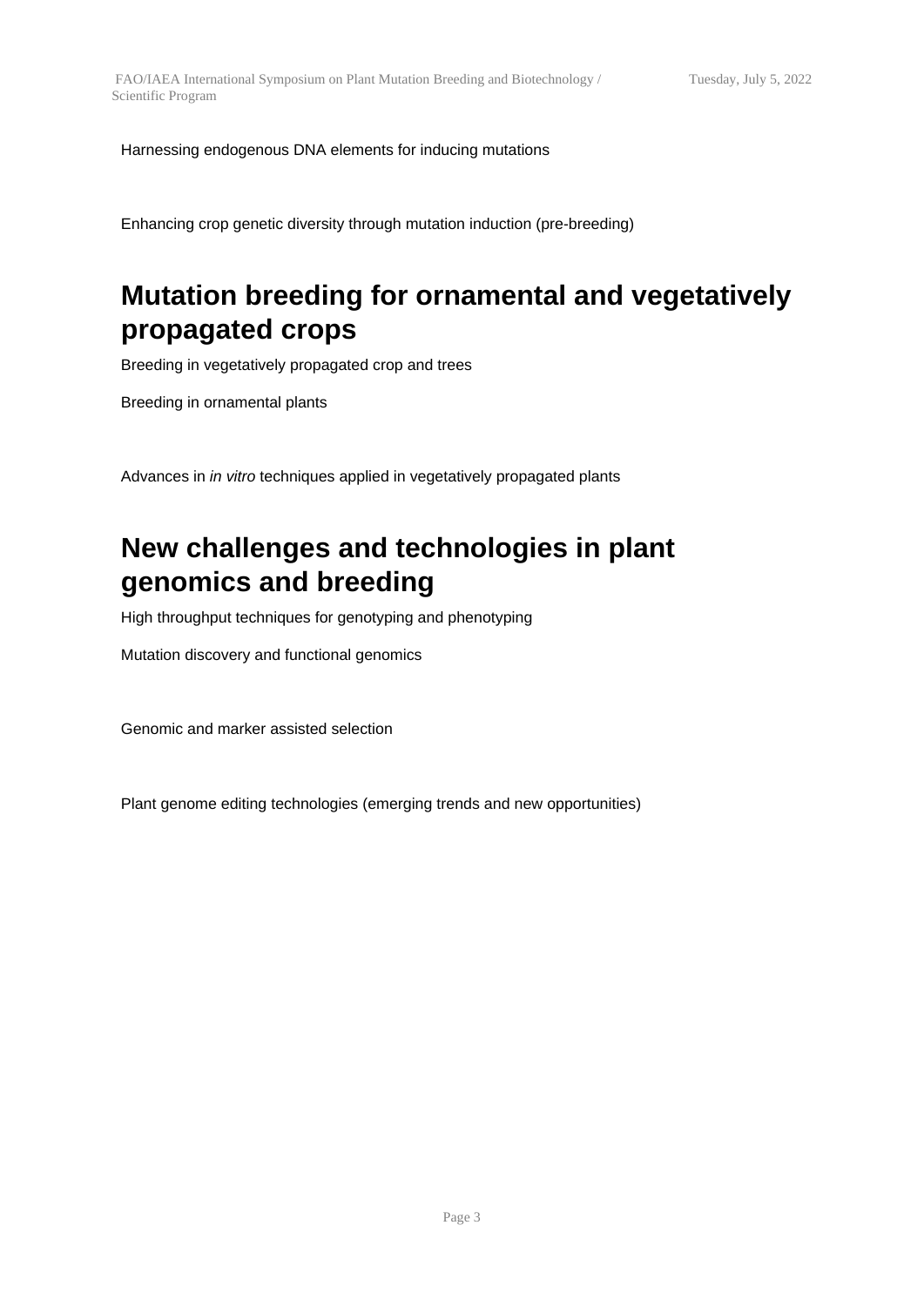Harnessing endogenous DNA elements for inducing mutations

Enhancing crop genetic diversity through mutation induction (pre-breeding)

## Mutation breeding for ornamental and vegetatively propagated crops

Breeding in vegetatively propagated crop and trees

Breeding in ornamental plants

Advances in *in vitro* techniques applied in vegetatively propagated plants

## New challenges and technologies in plant genomics and breeding

High throughput techniques for genotyping and phenotyping

Mutation discovery and functional genomics

Genomic and marker assisted selection

Plant genome editing technologies (emerging trends and new opportunities)